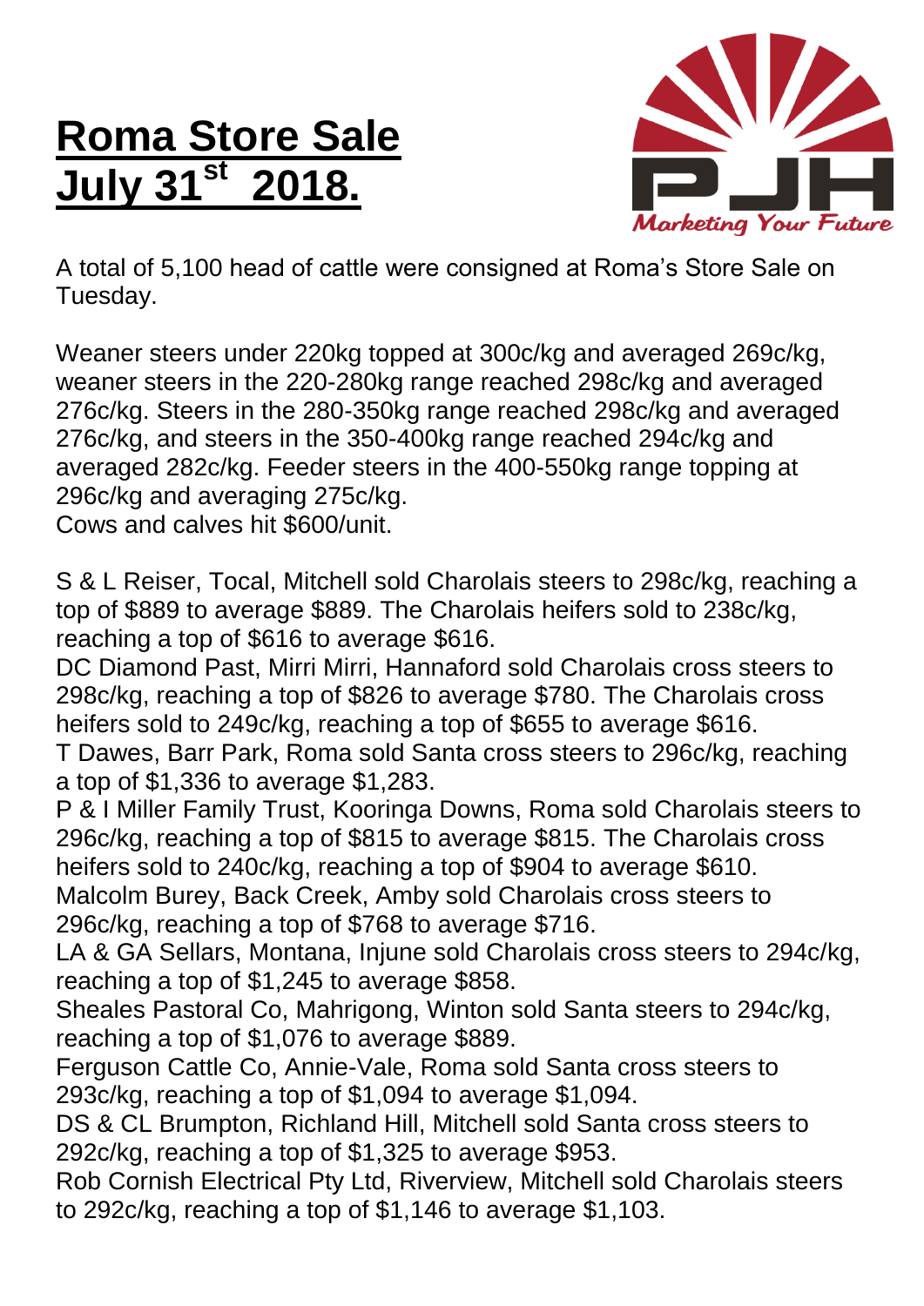# Roma Store Sale July 31st 2018.

A total of 5,100 head of cattle were consigned at Roma's Store Sale on Tuesday.

Weaner steers under 220kg topped at 300c/kg and averaged 269c/kg, weaner steers in the 220-280kg range reached 298c/kg and averaged 276c/kg. Steers in the 280-350kg range reached 298c/kg and averaged 276c/kg, and steers in the 350-400kg range reached 294c/kg and averaged 282c/kg. Feeder steers in the 400-550kg range topping at 296c/kg and averaging 275c/kg.
Cows and calves hit $600/unit.

S & L Reiser, Tocal, Mitchell sold Charolais steers to 298c/kg, reaching a top of $889 to average $889. The Charolais heifers sold to 238c/kg, reaching a top of $616 to average $616.
DC Diamond Past, Mirri Mirri, Hannaford sold Charolais cross steers to 298c/kg, reaching a top of $826 to average $780. The Charolais cross heifers sold to 249c/kg, reaching a top of $655 to average $616.
T Dawes, Barr Park, Roma sold Santa cross steers to 296c/kg, reaching a top of $1,336 to average $1,283.
P & I Miller Family Trust, Kooringa Downs, Roma sold Charolais steers to 296c/kg, reaching a top of $815 to average $815. The Charolais cross heifers sold to 240c/kg, reaching a top of $904 to average $610.
Malcolm Burey, Back Creek, Amby sold Charolais cross steers to 296c/kg, reaching a top of $768 to average $716.
LA & GA Sellars, Montana, Injune sold Charolais cross steers to 294c/kg, reaching a top of $1,245 to average $858.
Sheales Pastoral Co, Mahrigong, Winton sold Santa steers to 294c/kg, reaching a top of $1,076 to average $889.
Ferguson Cattle Co, Annie-Vale, Roma sold Santa cross steers to 293c/kg, reaching a top of $1,094 to average $1,094.
DS & CL Brumpton, Richland Hill, Mitchell sold Santa cross steers to 292c/kg, reaching a top of $1,325 to average $953.
Rob Cornish Electrical Pty Ltd, Riverview, Mitchell sold Charolais steers to 292c/kg, reaching a top of $1,146 to average $1,103.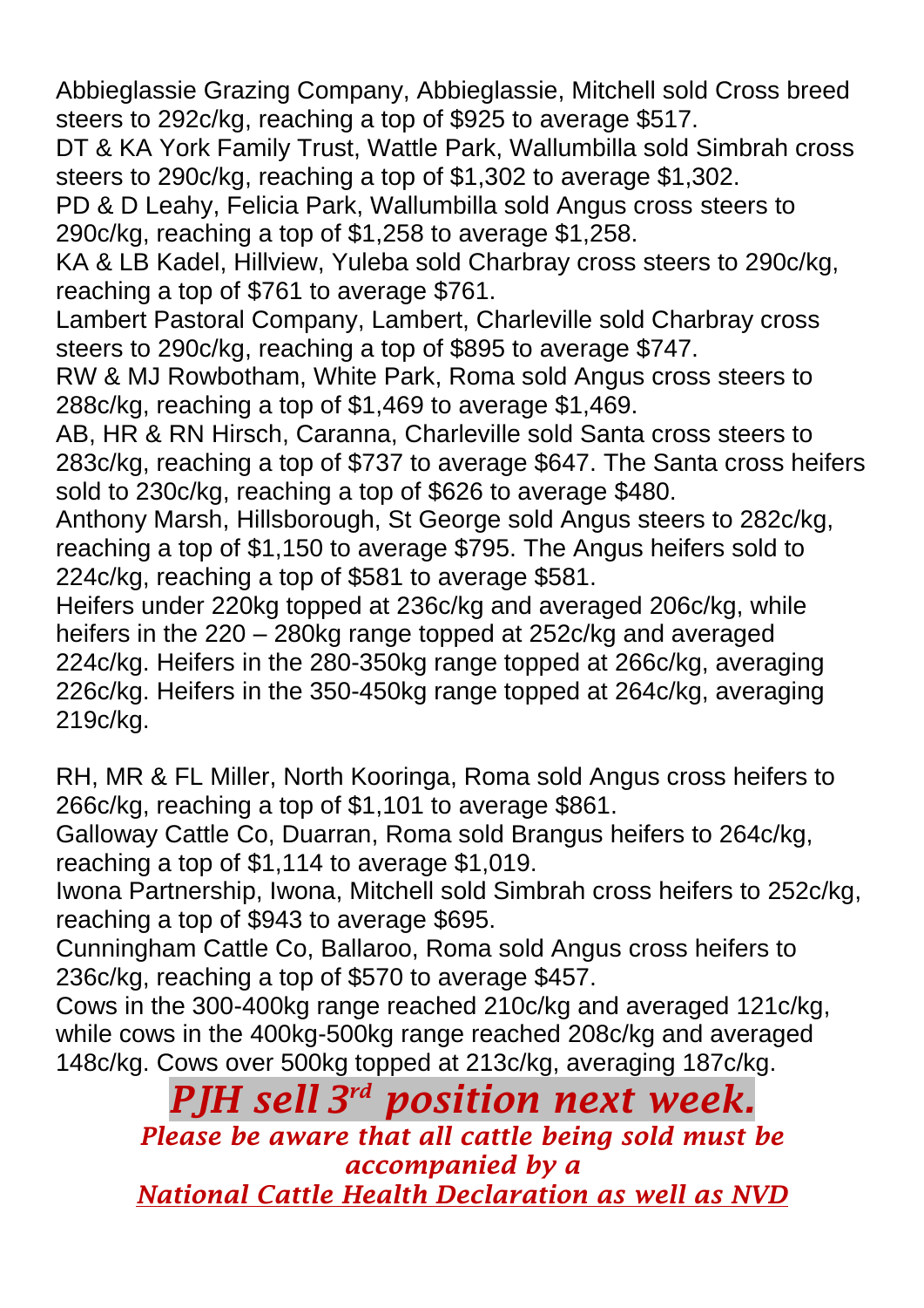Abbieglassie Grazing Company, Abbieglassie, Mitchell sold Cross breed steers to 292c/kg, reaching a top of $925 to average $517.
DT & KA York Family Trust, Wattle Park, Wallumbilla sold Simbrah cross steers to 290c/kg, reaching a top of $1,302 to average $1,302.
PD & D Leahy, Felicia Park, Wallumbilla sold Angus cross steers to 290c/kg, reaching a top of $1,258 to average $1,258.
KA & LB Kadel, Hillview, Yuleba sold Charbray cross steers to 290c/kg, reaching a top of $761 to average $761.
Lambert Pastoral Company, Lambert, Charleville sold Charbray cross steers to 290c/kg, reaching a top of $895 to average $747.
RW & MJ Rowbotham, White Park, Roma sold Angus cross steers to 288c/kg, reaching a top of $1,469 to average $1,469.
AB, HR & RN Hirsch, Caranna, Charleville sold Santa cross steers to 283c/kg, reaching a top of $737 to average $647. The Santa cross heifers sold to 230c/kg, reaching a top of $626 to average $480.
Anthony Marsh, Hillsborough, St George sold Angus steers to 282c/kg, reaching a top of $1,150 to average $795. The Angus heifers sold to 224c/kg, reaching a top of $581 to average $581.
Heifers under 220kg topped at 236c/kg and averaged 206c/kg, while heifers in the 220 – 280kg range topped at 252c/kg and averaged 224c/kg. Heifers in the 280-350kg range topped at 266c/kg, averaging 226c/kg. Heifers in the 350-450kg range topped at 264c/kg, averaging 219c/kg.

RH, MR & FL Miller, North Kooringa, Roma sold Angus cross heifers to 266c/kg, reaching a top of $1,101 to average $861.
Galloway Cattle Co, Duarran, Roma sold Brangus heifers to 264c/kg, reaching a top of $1,114 to average $1,019.
Iwona Partnership, Iwona, Mitchell sold Simbrah cross heifers to 252c/kg, reaching a top of $943 to average $695.
Cunningham Cattle Co, Ballaroo, Roma sold Angus cross heifers to 236c/kg, reaching a top of $570 to average $457.
Cows in the 300-400kg range reached 210c/kg and averaged 121c/kg, while cows in the 400kg-500kg range reached 208c/kg and averaged 148c/kg. Cows over 500kg topped at 213c/kg, averaging 187c/kg.

***PJH sell 3rd position next week.***

***Please be aware that all cattle being sold must be accompanied by a***
***National Cattle Health Declaration as well as NVD***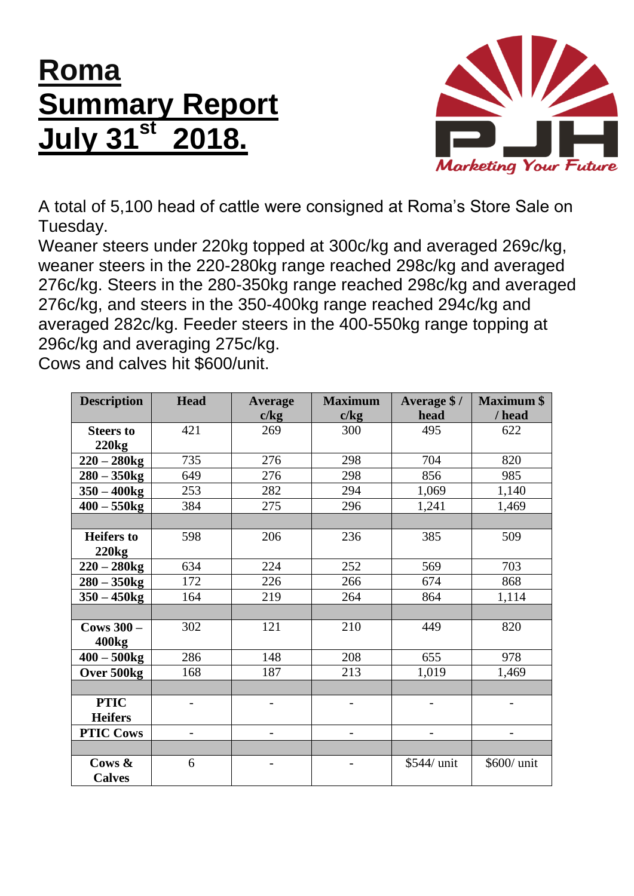# Roma Summary Report July 31st 2018.

Marketing Your Future

A total of 5,100 head of cattle were consigned at Roma's Store Sale on Tuesday.

Weaner steers under 220kg topped at 300c/kg and averaged 269c/kg, weaner steers in the 220-280kg range reached 298c/kg and averaged 276c/kg. Steers in the 280-350kg range reached 298c/kg and averaged 276c/kg, and steers in the 350-400kg range reached 294c/kg and averaged 282c/kg. Feeder steers in the 400-550kg range topping at 296c/kg and averaging 275c/kg.

Cows and calves hit $600/unit.

| Description | Head | Average c/kg | Maximum c/kg | Average $ / head | Maximum $ / head |
|---|---|---|---|---|---|
| Steers to 220kg | 421 | 269 | 300 | 495 | 622 |
| 220 – 280kg | 735 | 276 | 298 | 704 | 820 |
| 280 – 350kg | 649 | 276 | 298 | 856 | 985 |
| 350 – 400kg | 253 | 282 | 294 | 1,069 | 1,140 |
| 400 – 550kg | 384 | 275 | 296 | 1,241 | 1,469 |
| | | | | | |
| Heifers to 220kg | 598 | 206 | 236 | 385 | 509 |
| 220 – 280kg | 634 | 224 | 252 | 569 | 703 |
| 280 – 350kg | 172 | 226 | 266 | 674 | 868 |
| 350 – 450kg | 164 | 219 | 264 | 864 | 1,114 |
| | | | | | |
| Cows 300 – 400kg | 302 | 121 | 210 | 449 | 820 |
| 400 – 500kg | 286 | 148 | 208 | 655 | 978 |
| Over 500kg | 168 | 187 | 213 | 1,019 | 1,469 |
| | | | | | |
| PTIC Heifers | - | - | - | - | - |
| PTIC Cows | - | - | - | - | - |
| | | | | | |
| Cows & Calves | 6 | - | - | $544/ unit | $600/ unit |